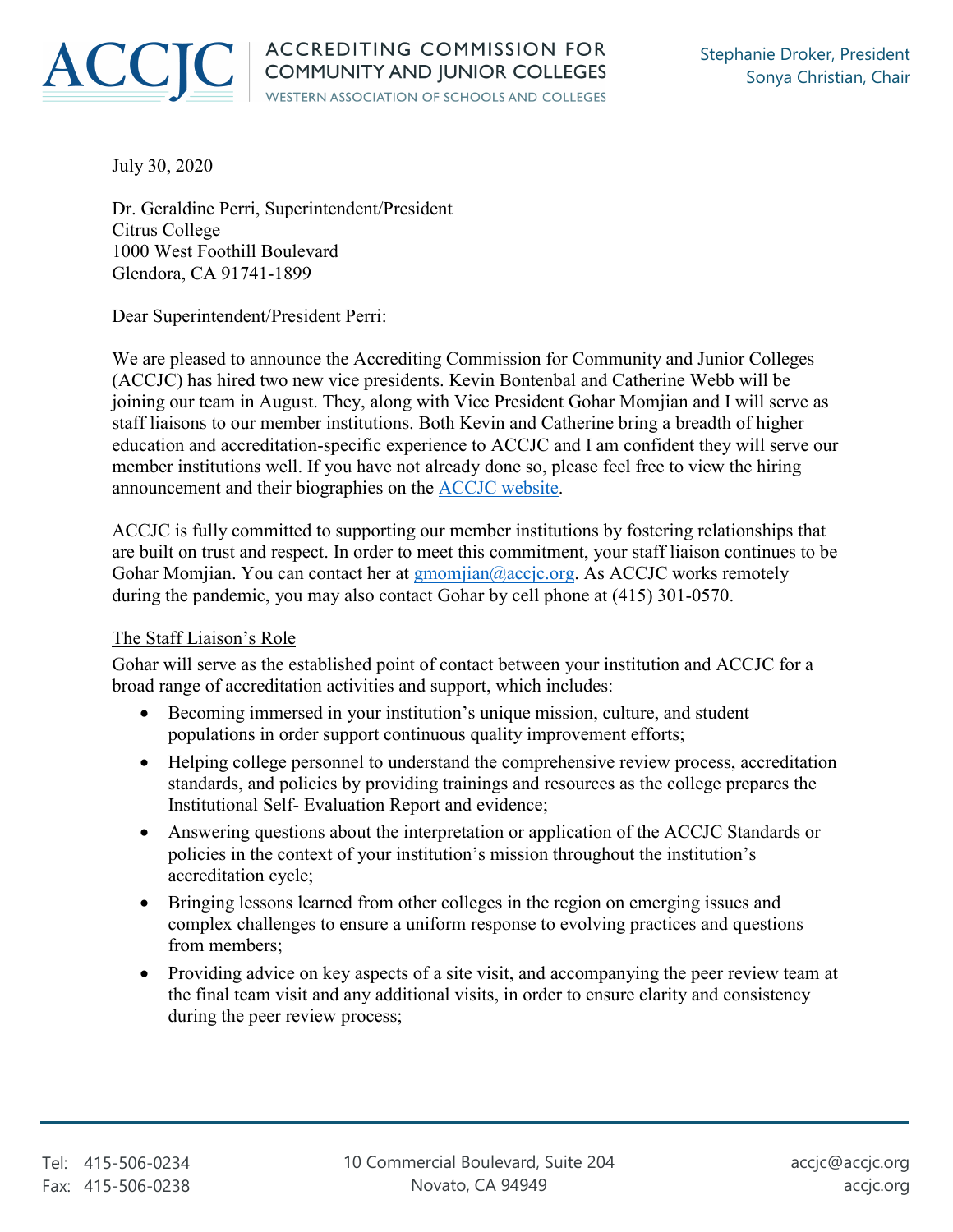ACCJC ACCREDITING COMMISSION FOR COMMUNITY AND JUNIOR COLLEGES
WESTERN ASSOCIATION OF SCHOOLS AND COLLEGES

Stephanie Droker, President
Sonya Christian, Chair

July 30, 2020

Dr. Geraldine Perri, Superintendent/President
Citrus College
1000 West Foothill Boulevard
Glendora, CA 91741-1899

Dear Superintendent/President Perri:

We are pleased to announce the Accrediting Commission for Community and Junior Colleges (ACCJC) has hired two new vice presidents. Kevin Bontenbal and Catherine Webb will be joining our team in August. They, along with Vice President Gohar Momjian and I will serve as staff liaisons to our member institutions. Both Kevin and Catherine bring a breadth of higher education and accreditation-specific experience to ACCJC and I am confident they will serve our member institutions well. If you have not already done so, please feel free to view the hiring announcement and their biographies on the [ACCJC website](#).

ACCJC is fully committed to supporting our member institutions by fostering relationships that are built on trust and respect. In order to meet this commitment, your staff liaison continues to be Gohar Momjian. You can contact her at [gmomjian@accjc.org](mailto:gmomjian@accjc.org). As ACCJC works remotely during the pandemic, you may also contact Gohar by cell phone at (415) 301-0570.

The Staff Liaison's Role

Gohar will serve as the established point of contact between your institution and ACCJC for a broad range of accreditation activities and support, which includes:

- Becoming immersed in your institution's unique mission, culture, and student populations in order support continuous quality improvement efforts;
- Helping college personnel to understand the comprehensive review process, accreditation standards, and policies by providing trainings and resources as the college prepares the Institutional Self- Evaluation Report and evidence;
- Answering questions about the interpretation or application of the ACCJC Standards or policies in the context of your institution's mission throughout the institution's accreditation cycle;
- Bringing lessons learned from other colleges in the region on emerging issues and complex challenges to ensure a uniform response to evolving practices and questions from members;
- Providing advice on key aspects of a site visit, and accompanying the peer review team at the final team visit and any additional visits, in order to ensure clarity and consistency during the peer review process;

Tel: 415-506-0234
Fax: 415-506-0238

10 Commercial Boulevard, Suite 204
Novato, CA 94949

accjc@accjc.org
accjc.org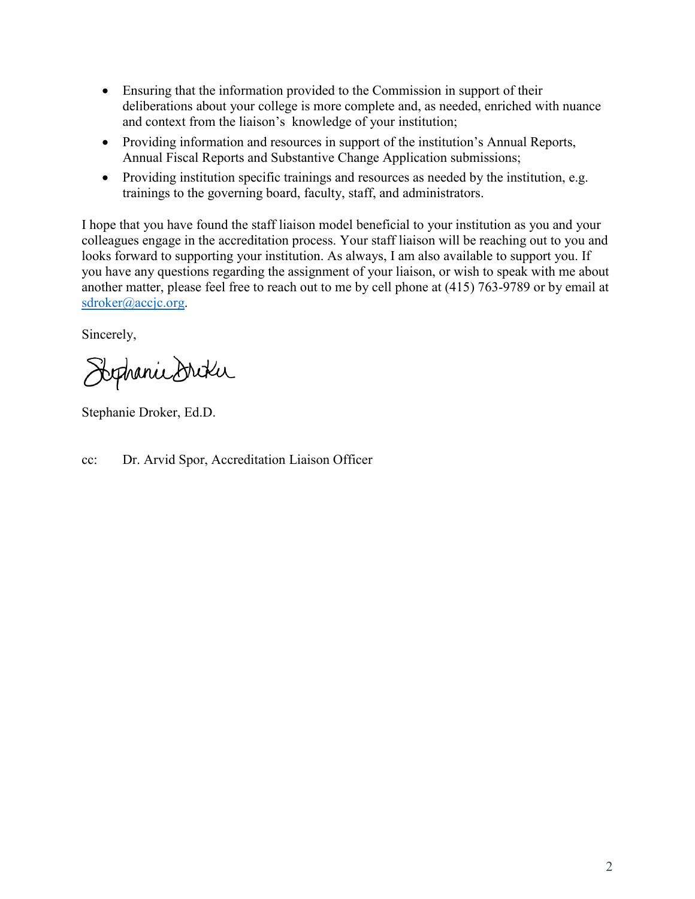- Ensuring that the information provided to the Commission in support of their deliberations about your college is more complete and, as needed, enriched with nuance and context from the liaison's knowledge of your institution;
- Providing information and resources in support of the institution's Annual Reports, Annual Fiscal Reports and Substantive Change Application submissions;
- Providing institution specific trainings and resources as needed by the institution, e.g. trainings to the governing board, faculty, staff, and administrators.

I hope that you have found the staff liaison model beneficial to your institution as you and your colleagues engage in the accreditation process. Your staff liaison will be reaching out to you and looks forward to supporting your institution. As always, I am also available to support you. If you have any questions regarding the assignment of your liaison, or wish to speak with me about another matter, please feel free to reach out to me by cell phone at (415) 763-9789 or by email at sdroker@accjc.org.

Sincerely,

Stephanie Droker

Stephanie Droker, Ed.D.

cc: Dr. Arvid Spor, Accreditation Liaison Officer